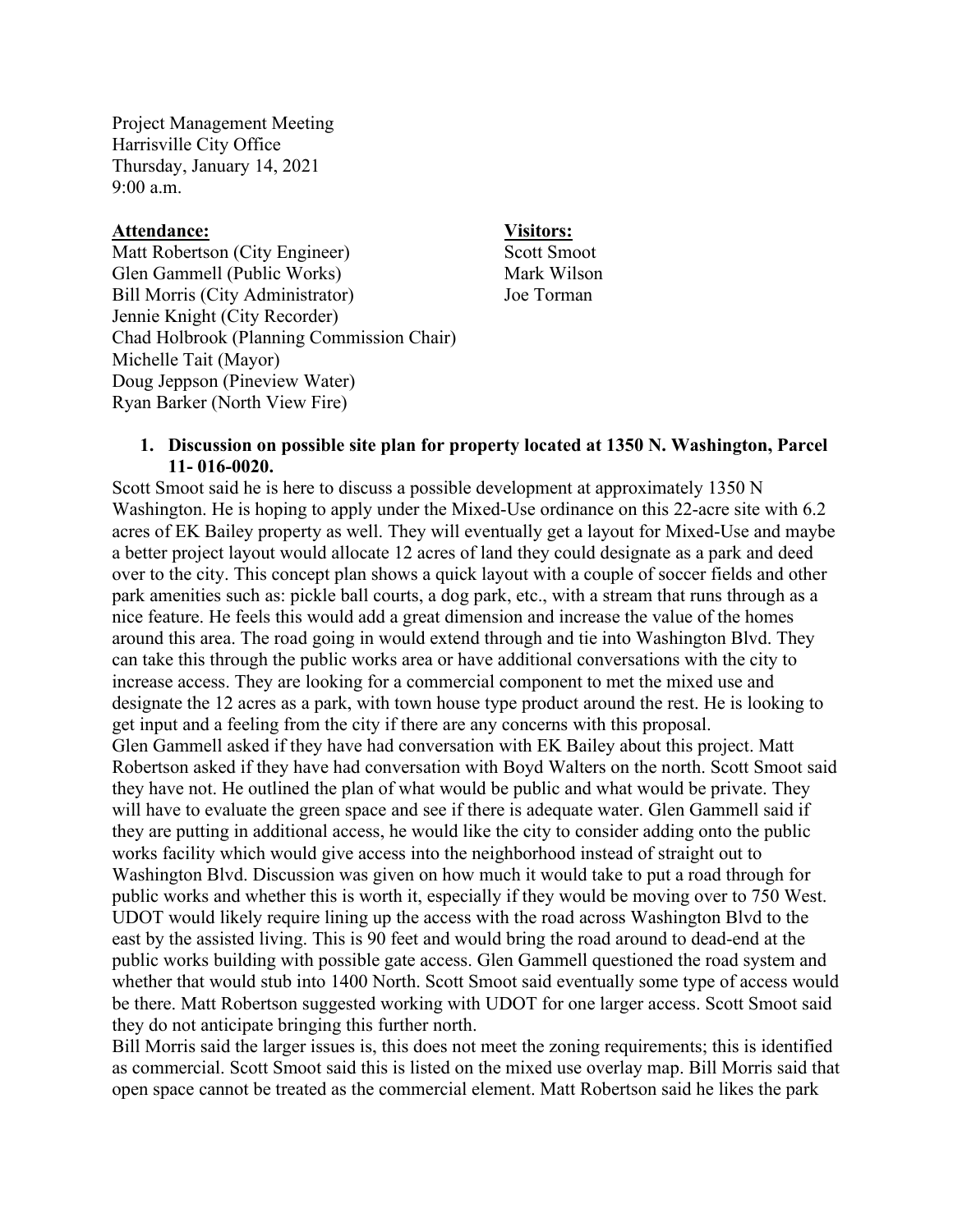Project Management Meeting
Harrisville City Office
Thursday, January 14, 2021
9:00 a.m.

**Attendance:**
Matt Robertson (City Engineer)
Glen Gammell (Public Works)
Bill Morris (City Administrator)
Jennie Knight (City Recorder)
Chad Holbrook (Planning Commission Chair)
Michelle Tait (Mayor)
Doug Jeppson (Pineview Water)
Ryan Barker (North View Fire)

**Visitors:**
Scott Smoot
Mark Wilson
Joe Torman

1. **Discussion on possible site plan for property located at 1350 N. Washington, Parcel 11- 016-0020.**

Scott Smoot said he is here to discuss a possible development at approximately 1350 N Washington. He is hoping to apply under the Mixed-Use ordinance on this 22-acre site with 6.2 acres of EK Bailey property as well. They will eventually get a layout for Mixed-Use and maybe a better project layout would allocate 12 acres of land they could designate as a park and deed over to the city. This concept plan shows a quick layout with a couple of soccer fields and other park amenities such as: pickle ball courts, a dog park, etc., with a stream that runs through as a nice feature. He feels this would add a great dimension and increase the value of the homes around this area. The road going in would extend through and tie into Washington Blvd. They can take this through the public works area or have additional conversations with the city to increase access. They are looking for a commercial component to met the mixed use and designate the 12 acres as a park, with town house type product around the rest. He is looking to get input and a feeling from the city if there are any concerns with this proposal.

Glen Gammell asked if they have had conversation with EK Bailey about this project. Matt Robertson asked if they have had conversation with Boyd Walters on the north. Scott Smoot said they have not. He outlined the plan of what would be public and what would be private. They will have to evaluate the green space and see if there is adequate water. Glen Gammell said if they are putting in additional access, he would like the city to consider adding onto the public works facility which would give access into the neighborhood instead of straight out to Washington Blvd. Discussion was given on how much it would take to put a road through for public works and whether this is worth it, especially if they would be moving over to 750 West. UDOT would likely require lining up the access with the road across Washington Blvd to the east by the assisted living. This is 90 feet and would bring the road around to dead-end at the public works building with possible gate access. Glen Gammell questioned the road system and whether that would stub into 1400 North. Scott Smoot said eventually some type of access would be there. Matt Robertson suggested working with UDOT for one larger access. Scott Smoot said they do not anticipate bringing this further north.

Bill Morris said the larger issues is, this does not meet the zoning requirements; this is identified as commercial. Scott Smoot said this is listed on the mixed use overlay map. Bill Morris said that open space cannot be treated as the commercial element. Matt Robertson said he likes the park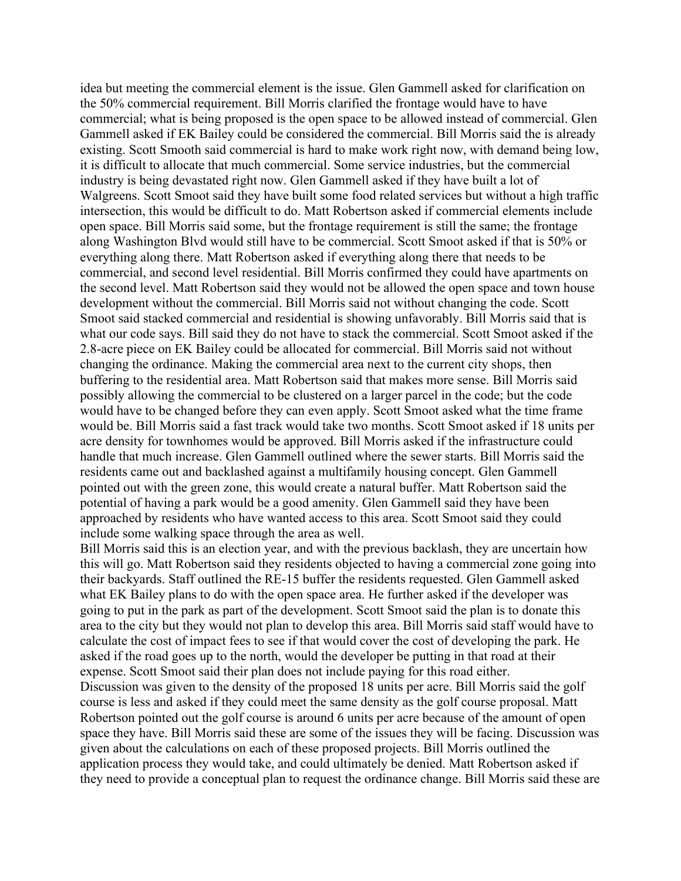idea but meeting the commercial element is the issue. Glen Gammell asked for clarification on the 50% commercial requirement. Bill Morris clarified the frontage would have to have commercial; what is being proposed is the open space to be allowed instead of commercial. Glen Gammell asked if EK Bailey could be considered the commercial. Bill Morris said the is already existing. Scott Smooth said commercial is hard to make work right now, with demand being low, it is difficult to allocate that much commercial. Some service industries, but the commercial industry is being devastated right now. Glen Gammell asked if they have built a lot of Walgreens. Scott Smoot said they have built some food related services but without a high traffic intersection, this would be difficult to do. Matt Robertson asked if commercial elements include open space. Bill Morris said some, but the frontage requirement is still the same; the frontage along Washington Blvd would still have to be commercial. Scott Smoot asked if that is 50% or everything along there. Matt Robertson asked if everything along there that needs to be commercial, and second level residential. Bill Morris confirmed they could have apartments on the second level. Matt Robertson said they would not be allowed the open space and town house development without the commercial. Bill Morris said not without changing the code. Scott Smoot said stacked commercial and residential is showing unfavorably. Bill Morris said that is what our code says. Bill said they do not have to stack the commercial. Scott Smoot asked if the 2.8-acre piece on EK Bailey could be allocated for commercial. Bill Morris said not without changing the ordinance. Making the commercial area next to the current city shops, then buffering to the residential area. Matt Robertson said that makes more sense. Bill Morris said possibly allowing the commercial to be clustered on a larger parcel in the code; but the code would have to be changed before they can even apply. Scott Smoot asked what the time frame would be. Bill Morris said a fast track would take two months. Scott Smoot asked if 18 units per acre density for townhomes would be approved. Bill Morris asked if the infrastructure could handle that much increase. Glen Gammell outlined where the sewer starts. Bill Morris said the residents came out and backlashed against a multifamily housing concept. Glen Gammell pointed out with the green zone, this would create a natural buffer. Matt Robertson said the potential of having a park would be a good amenity. Glen Gammell said they have been approached by residents who have wanted access to this area. Scott Smoot said they could include some walking space through the area as well.

Bill Morris said this is an election year, and with the previous backlash, they are uncertain how this will go. Matt Robertson said they residents objected to having a commercial zone going into their backyards. Staff outlined the RE-15 buffer the residents requested. Glen Gammell asked what EK Bailey plans to do with the open space area. He further asked if the developer was going to put in the park as part of the development. Scott Smoot said the plan is to donate this area to the city but they would not plan to develop this area. Bill Morris said staff would have to calculate the cost of impact fees to see if that would cover the cost of developing the park. He asked if the road goes up to the north, would the developer be putting in that road at their expense. Scott Smoot said their plan does not include paying for this road either.

Discussion was given to the density of the proposed 18 units per acre. Bill Morris said the golf course is less and asked if they could meet the same density as the golf course proposal. Matt Robertson pointed out the golf course is around 6 units per acre because of the amount of open space they have. Bill Morris said these are some of the issues they will be facing. Discussion was given about the calculations on each of these proposed projects. Bill Morris outlined the application process they would take, and could ultimately be denied. Matt Robertson asked if they need to provide a conceptual plan to request the ordinance change. Bill Morris said these are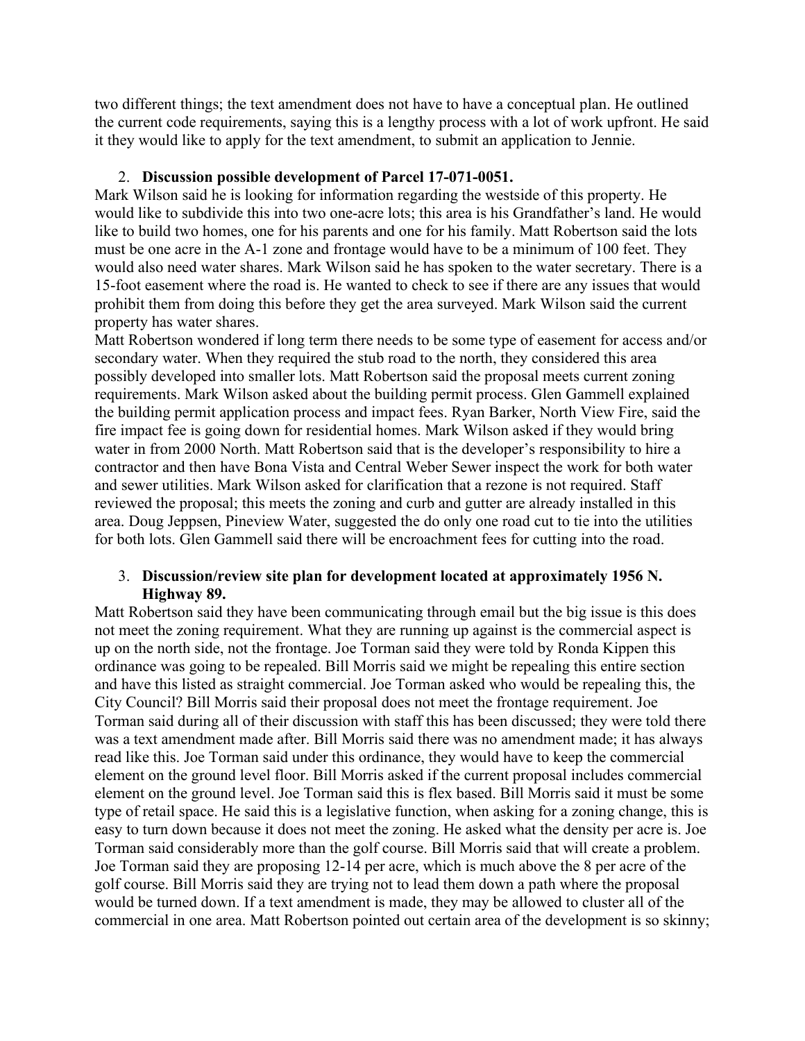two different things; the text amendment does not have to have a conceptual plan. He outlined the current code requirements, saying this is a lengthy process with a lot of work upfront. He said it they would like to apply for the text amendment, to submit an application to Jennie.

2. **Discussion possible development of Parcel 17-071-0051.**

Mark Wilson said he is looking for information regarding the westside of this property. He would like to subdivide this into two one-acre lots; this area is his Grandfather's land. He would like to build two homes, one for his parents and one for his family. Matt Robertson said the lots must be one acre in the A-1 zone and frontage would have to be a minimum of 100 feet. They would also need water shares. Mark Wilson said he has spoken to the water secretary. There is a 15-foot easement where the road is. He wanted to check to see if there are any issues that would prohibit them from doing this before they get the area surveyed. Mark Wilson said the current property has water shares.

Matt Robertson wondered if long term there needs to be some type of easement for access and/or secondary water. When they required the stub road to the north, they considered this area possibly developed into smaller lots. Matt Robertson said the proposal meets current zoning requirements. Mark Wilson asked about the building permit process. Glen Gammell explained the building permit application process and impact fees. Ryan Barker, North View Fire, said the fire impact fee is going down for residential homes. Mark Wilson asked if they would bring water in from 2000 North. Matt Robertson said that is the developer's responsibility to hire a contractor and then have Bona Vista and Central Weber Sewer inspect the work for both water and sewer utilities. Mark Wilson asked for clarification that a rezone is not required. Staff reviewed the proposal; this meets the zoning and curb and gutter are already installed in this area. Doug Jeppsen, Pineview Water, suggested the do only one road cut to tie into the utilities for both lots. Glen Gammell said there will be encroachment fees for cutting into the road.

3. **Discussion/review site plan for development located at approximately 1956 N. Highway 89.**

Matt Robertson said they have been communicating through email but the big issue is this does not meet the zoning requirement. What they are running up against is the commercial aspect is up on the north side, not the frontage. Joe Torman said they were told by Ronda Kippen this ordinance was going to be repealed. Bill Morris said we might be repealing this entire section and have this listed as straight commercial. Joe Torman asked who would be repealing this, the City Council? Bill Morris said their proposal does not meet the frontage requirement. Joe Torman said during all of their discussion with staff this has been discussed; they were told there was a text amendment made after. Bill Morris said there was no amendment made; it has always read like this. Joe Torman said under this ordinance, they would have to keep the commercial element on the ground level floor. Bill Morris asked if the current proposal includes commercial element on the ground level. Joe Torman said this is flex based. Bill Morris said it must be some type of retail space. He said this is a legislative function, when asking for a zoning change, this is easy to turn down because it does not meet the zoning. He asked what the density per acre is. Joe Torman said considerably more than the golf course. Bill Morris said that will create a problem. Joe Torman said they are proposing 12-14 per acre, which is much above the 8 per acre of the golf course. Bill Morris said they are trying not to lead them down a path where the proposal would be turned down. If a text amendment is made, they may be allowed to cluster all of the commercial in one area. Matt Robertson pointed out certain area of the development is so skinny;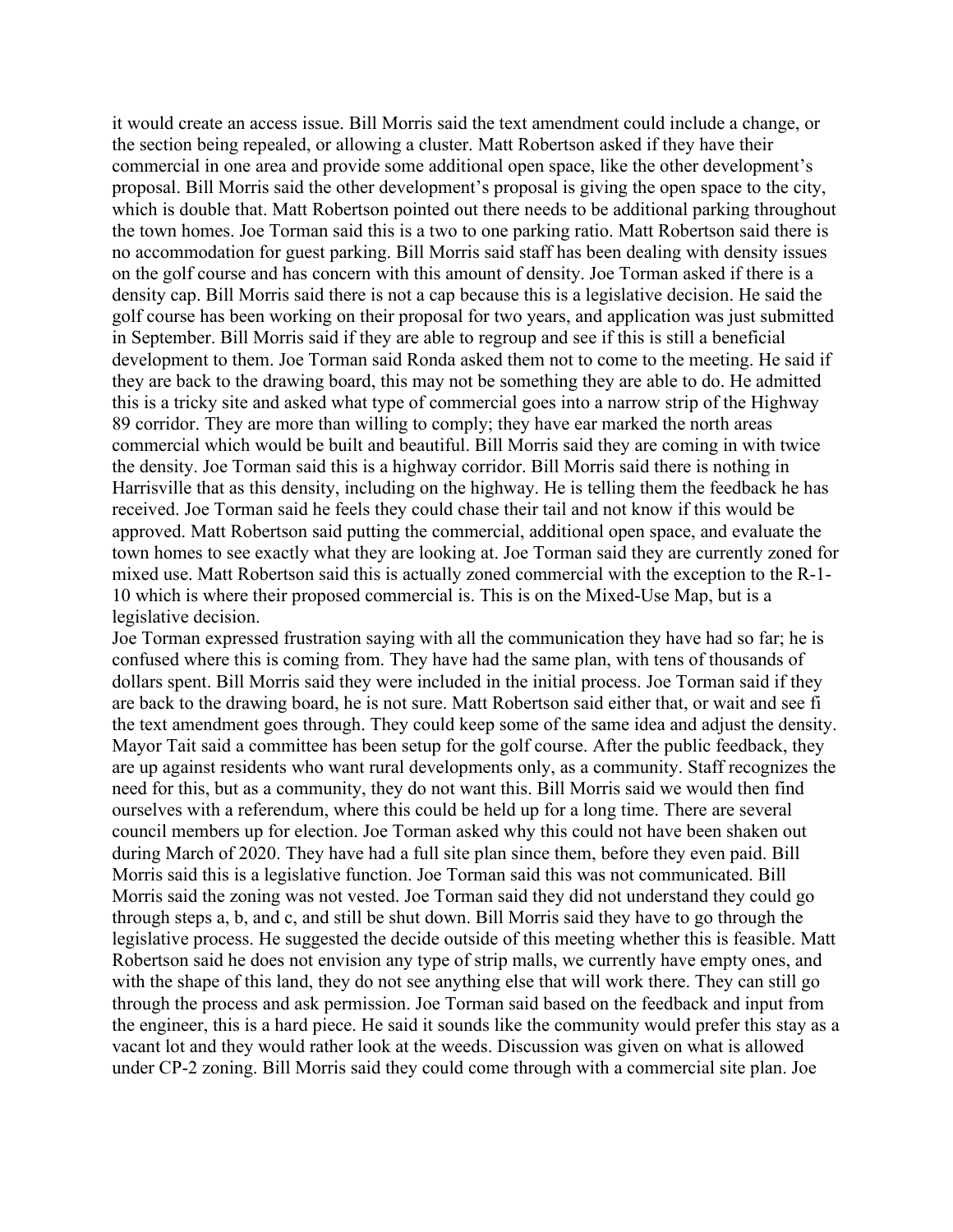it would create an access issue. Bill Morris said the text amendment could include a change, or the section being repealed, or allowing a cluster. Matt Robertson asked if they have their commercial in one area and provide some additional open space, like the other development's proposal. Bill Morris said the other development's proposal is giving the open space to the city, which is double that. Matt Robertson pointed out there needs to be additional parking throughout the town homes. Joe Torman said this is a two to one parking ratio. Matt Robertson said there is no accommodation for guest parking. Bill Morris said staff has been dealing with density issues on the golf course and has concern with this amount of density. Joe Torman asked if there is a density cap. Bill Morris said there is not a cap because this is a legislative decision. He said the golf course has been working on their proposal for two years, and application was just submitted in September. Bill Morris said if they are able to regroup and see if this is still a beneficial development to them. Joe Torman said Ronda asked them not to come to the meeting. He said if they are back to the drawing board, this may not be something they are able to do. He admitted this is a tricky site and asked what type of commercial goes into a narrow strip of the Highway 89 corridor. They are more than willing to comply; they have ear marked the north areas commercial which would be built and beautiful. Bill Morris said they are coming in with twice the density. Joe Torman said this is a highway corridor. Bill Morris said there is nothing in Harrisville that as this density, including on the highway. He is telling them the feedback he has received. Joe Torman said he feels they could chase their tail and not know if this would be approved. Matt Robertson said putting the commercial, additional open space, and evaluate the town homes to see exactly what they are looking at. Joe Torman said they are currently zoned for mixed use. Matt Robertson said this is actually zoned commercial with the exception to the R-1-10 which is where their proposed commercial is. This is on the Mixed-Use Map, but is a legislative decision.

Joe Torman expressed frustration saying with all the communication they have had so far; he is confused where this is coming from. They have had the same plan, with tens of thousands of dollars spent. Bill Morris said they were included in the initial process. Joe Torman said if they are back to the drawing board, he is not sure. Matt Robertson said either that, or wait and see fi the text amendment goes through. They could keep some of the same idea and adjust the density. Mayor Tait said a committee has been setup for the golf course. After the public feedback, they are up against residents who want rural developments only, as a community. Staff recognizes the need for this, but as a community, they do not want this. Bill Morris said we would then find ourselves with a referendum, where this could be held up for a long time. There are several council members up for election. Joe Torman asked why this could not have been shaken out during March of 2020. They have had a full site plan since them, before they even paid. Bill Morris said this is a legislative function. Joe Torman said this was not communicated. Bill Morris said the zoning was not vested. Joe Torman said they did not understand they could go through steps a, b, and c, and still be shut down. Bill Morris said they have to go through the legislative process. He suggested the decide outside of this meeting whether this is feasible. Matt Robertson said he does not envision any type of strip malls, we currently have empty ones, and with the shape of this land, they do not see anything else that will work there. They can still go through the process and ask permission. Joe Torman said based on the feedback and input from the engineer, this is a hard piece. He said it sounds like the community would prefer this stay as a vacant lot and they would rather look at the weeds. Discussion was given on what is allowed under CP-2 zoning. Bill Morris said they could come through with a commercial site plan. Joe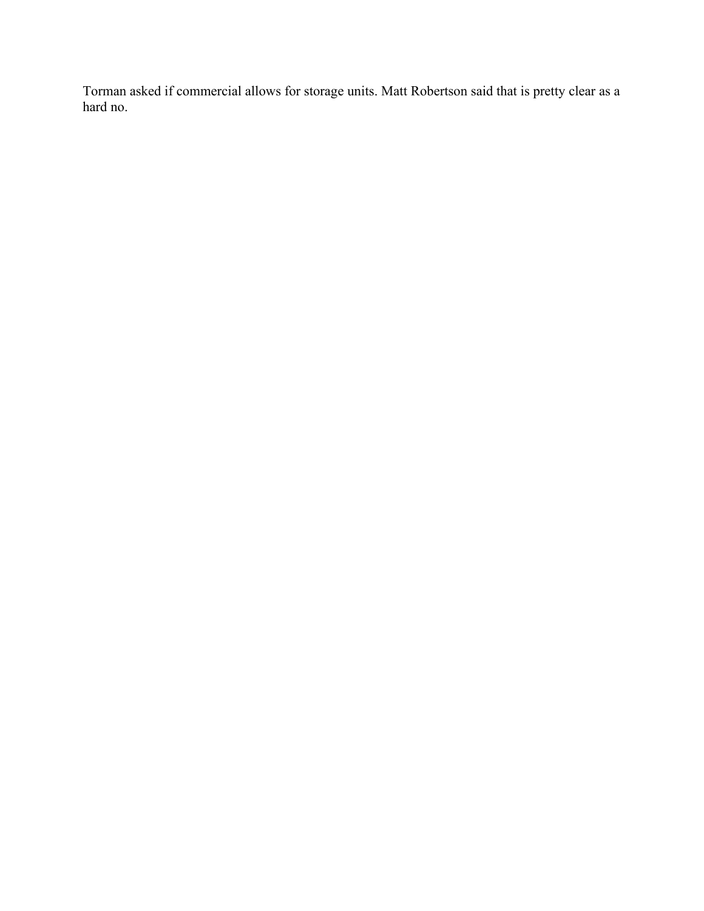Torman asked if commercial allows for storage units. Matt Robertson said that is pretty clear as a hard no.